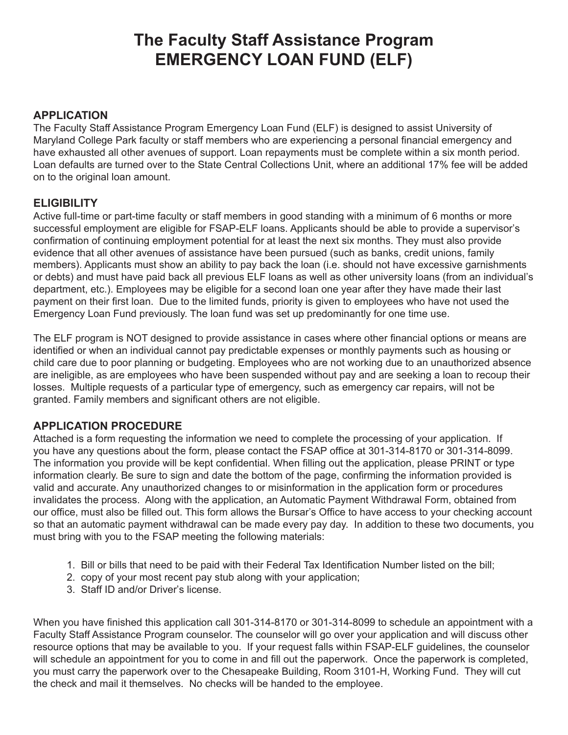# The Faculty Staff Assistance Program
# EMERGENCY LOAN FUND (ELF)

## APPLICATION

The Faculty Staff Assistance Program Emergency Loan Fund (ELF) is designed to assist University of Maryland College Park faculty or staff members who are experiencing a personal financial emergency and have exhausted all other avenues of support. Loan repayments must be complete within a six month period. Loan defaults are turned over to the State Central Collections Unit, where an additional 17% fee will be added on to the original loan amount.

## ELIGIBILITY

Active full-time or part-time faculty or staff members in good standing with a minimum of 6 months or more successful employment are eligible for FSAP-ELF loans. Applicants should be able to provide a supervisor's confirmation of continuing employment potential for at least the next six months. They must also provide evidence that all other avenues of assistance have been pursued (such as banks, credit unions, family members). Applicants must show an ability to pay back the loan (i.e. should not have excessive garnishments or debts) and must have paid back all previous ELF loans as well as other university loans (from an individual's department, etc.). Employees may be eligible for a second loan one year after they have made their last payment on their first loan. Due to the limited funds, priority is given to employees who have not used the Emergency Loan Fund previously. The loan fund was set up predominantly for one time use.

The ELF program is NOT designed to provide assistance in cases where other financial options or means are identified or when an individual cannot pay predictable expenses or monthly payments such as housing or child care due to poor planning or budgeting. Employees who are not working due to an unauthorized absence are ineligible, as are employees who have been suspended without pay and are seeking a loan to recoup their losses. Multiple requests of a particular type of emergency, such as emergency car repairs, will not be granted. Family members and significant others are not eligible.

## APPLICATION PROCEDURE

Attached is a form requesting the information we need to complete the processing of your application. If you have any questions about the form, please contact the FSAP office at 301-314-8170 or 301-314-8099. The information you provide will be kept confidential. When filling out the application, please PRINT or type information clearly. Be sure to sign and date the bottom of the page, confirming the information provided is valid and accurate. Any unauthorized changes to or misinformation in the application form or procedures invalidates the process. Along with the application, an Automatic Payment Withdrawal Form, obtained from our office, must also be filled out. This form allows the Bursar's Office to have access to your checking account so that an automatic payment withdrawal can be made every pay day. In addition to these two documents, you must bring with you to the FSAP meeting the following materials:

1. Bill or bills that need to be paid with their Federal Tax Identification Number listed on the bill;
2. copy of your most recent pay stub along with your application;
3. Staff ID and/or Driver's license.

When you have finished this application call 301-314-8170 or 301-314-8099 to schedule an appointment with a Faculty Staff Assistance Program counselor. The counselor will go over your application and will discuss other resource options that may be available to you. If your request falls within FSAP-ELF guidelines, the counselor will schedule an appointment for you to come in and fill out the paperwork. Once the paperwork is completed, you must carry the paperwork over to the Chesapeake Building, Room 3101-H, Working Fund. They will cut the check and mail it themselves. No checks will be handed to the employee.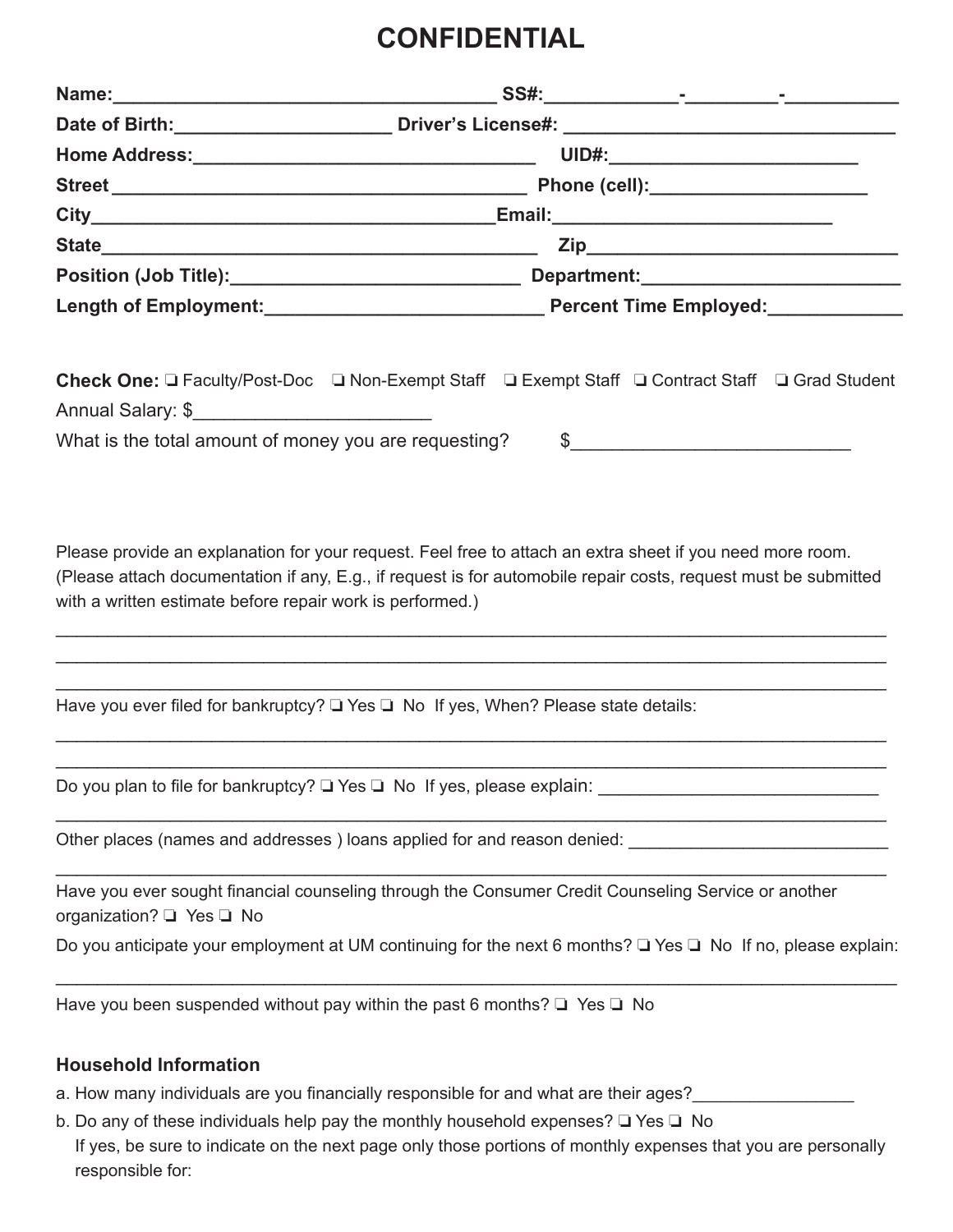# CONFIDENTIAL

**Name:**_____________________________________ **SS#:**____________-_________-___________

**Date of Birth:**____________________ **Driver's License#:** ________________________________

**Home Address:**_________________________________ **UID#:**________________________

**Street** _________________________________________ **Phone (cell):**____________________

**City**_______________________________________**Email:**__________________________

**State**___________________________________________ **Zip**______________________________

**Position (Job Title):**____________________________ **Department:**________________________

**Length of Employment:**___________________________ **Percent Time Employed:**_____________

**Check One:** ❑ Faculty/Post-Doc ❑ Non-Exempt Staff ❑ Exempt Staff ❑ Contract Staff ❑ Grad Student

Annual Salary: $_______________________

What is the total amount of money you are requesting? $___________________________

Please provide an explanation for your request. Feel free to attach an extra sheet if you need more room. (Please attach documentation if any, E.g., if request is for automobile repair costs, request must be submitted with a written estimate before repair work is performed.)

___________________________________________________________________________________

___________________________________________________________________________________

___________________________________________________________________________________

Have you ever filed for bankruptcy? ❑ Yes ❑ No If yes, When? Please state details:

___________________________________________________________________________________

___________________________________________________________________________________

Do you plan to file for bankruptcy? ❑ Yes ❑ No If yes, please explain: _____________________________

___________________________________________________________________________________

Other places (names and addresses ) loans applied for and reason denied: ___________________________

___________________________________________________________________________________

Have you ever sought financial counseling through the Consumer Credit Counseling Service or another organization? ❑ Yes ❑ No

Do you anticipate your employment at UM continuing for the next 6 months? ❑ Yes ❑ No If no, please explain:

___________________________________________________________________________________

Have you been suspended without pay within the past 6 months? ❑ Yes ❑ No

### Household Information

a. How many individuals are you financially responsible for and what are their ages?_________________

b. Do any of these individuals help pay the monthly household expenses? ❑ Yes ❑ No
   If yes, be sure to indicate on the next page only those portions of monthly expenses that you are personally responsible for: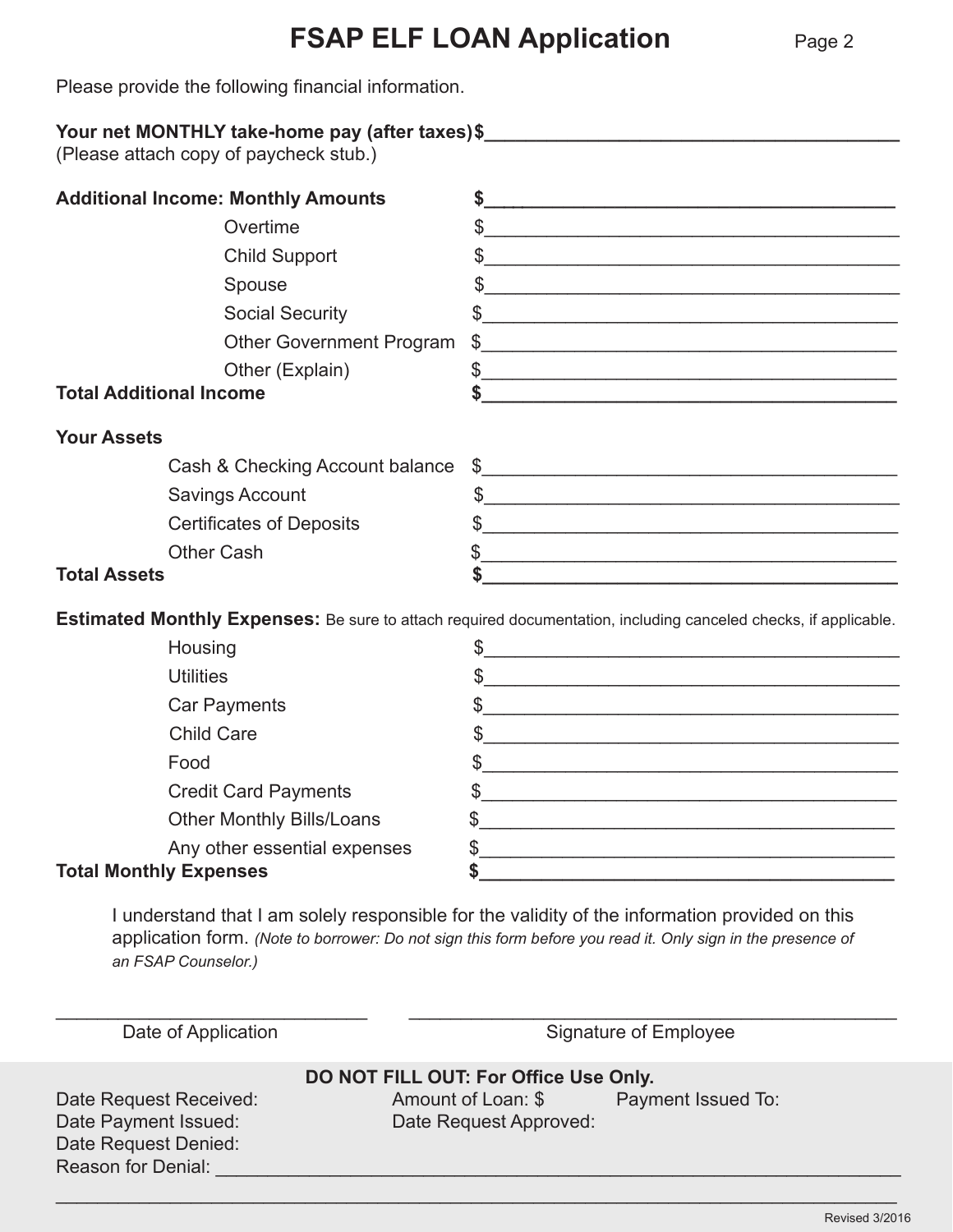# FSAP ELF LOAN Application

Page 2

Please provide the following financial information.

**Your net MONTHLY take-home pay (after taxes)** $________________________________________
(Please attach copy of paycheck stub.)

**Additional Income: Monthly Amounts** $________________________________________

- Overtime $________________________________________
- Child Support $________________________________________
- Spouse $________________________________________
- Social Security $________________________________________
- Other Government Program $________________________________________
- Other (Explain) $________________________________________

**Total Additional Income** $________________________________________

**Your Assets**

- Cash & Checking Account balance $________________________________________
- Savings Account $________________________________________
- Certificates of Deposits $________________________________________
- Other Cash $________________________________________

**Total Assets** $________________________________________

**Estimated Monthly Expenses:** Be sure to attach required documentation, including canceled checks, if applicable.

- Housing $________________________________________
- Utilities $________________________________________
- Car Payments $________________________________________
- Child Care $________________________________________
- Food $________________________________________
- Credit Card Payments $________________________________________
- Other Monthly Bills/Loans $________________________________________
- Any other essential expenses $________________________________________

**Total Monthly Expenses** $________________________________________

I understand that I am solely responsible for the validity of the information provided on this application form. *(Note to borrower: Do not sign this form before you read it. Only sign in the presence of an FSAP Counselor.)*

______________________________ ______________________________________________

Date of Application Signature of Employee

**DO NOT FILL OUT: For Office Use Only.**

Date Request Received: Amount of Loan: $ Payment Issued To:

Date Payment Issued: Date Request Approved:

Date Request Denied:

Reason for Denial: ____________________________________________________________________

______________________________________________________________________________________

Revised 3/2016